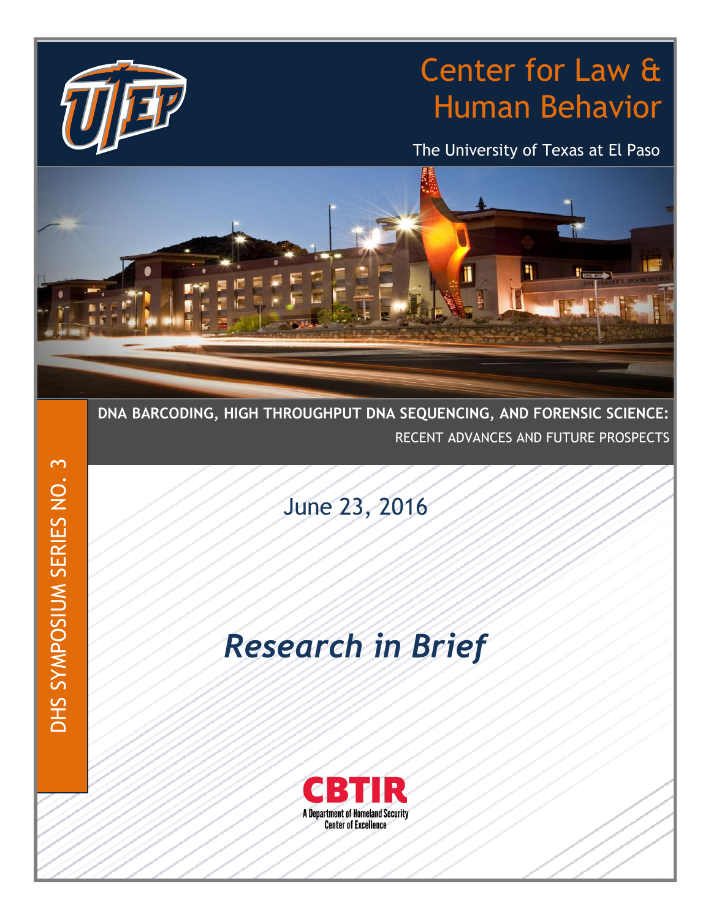# Center for Law & Human Behavior

The University of Texas at El Paso

DHS SYMPOSIUM SERIES NO. 3

## DNA BARCODING, HIGH THROUGHPUT DNA SEQUENCING, AND FORENSIC SCIENCE:

RECENT ADVANCES AND FUTURE PROSPECTS

June 23, 2016

# *Research in Brief*

CBTIR

A Department of Homeland Security Center of Excellence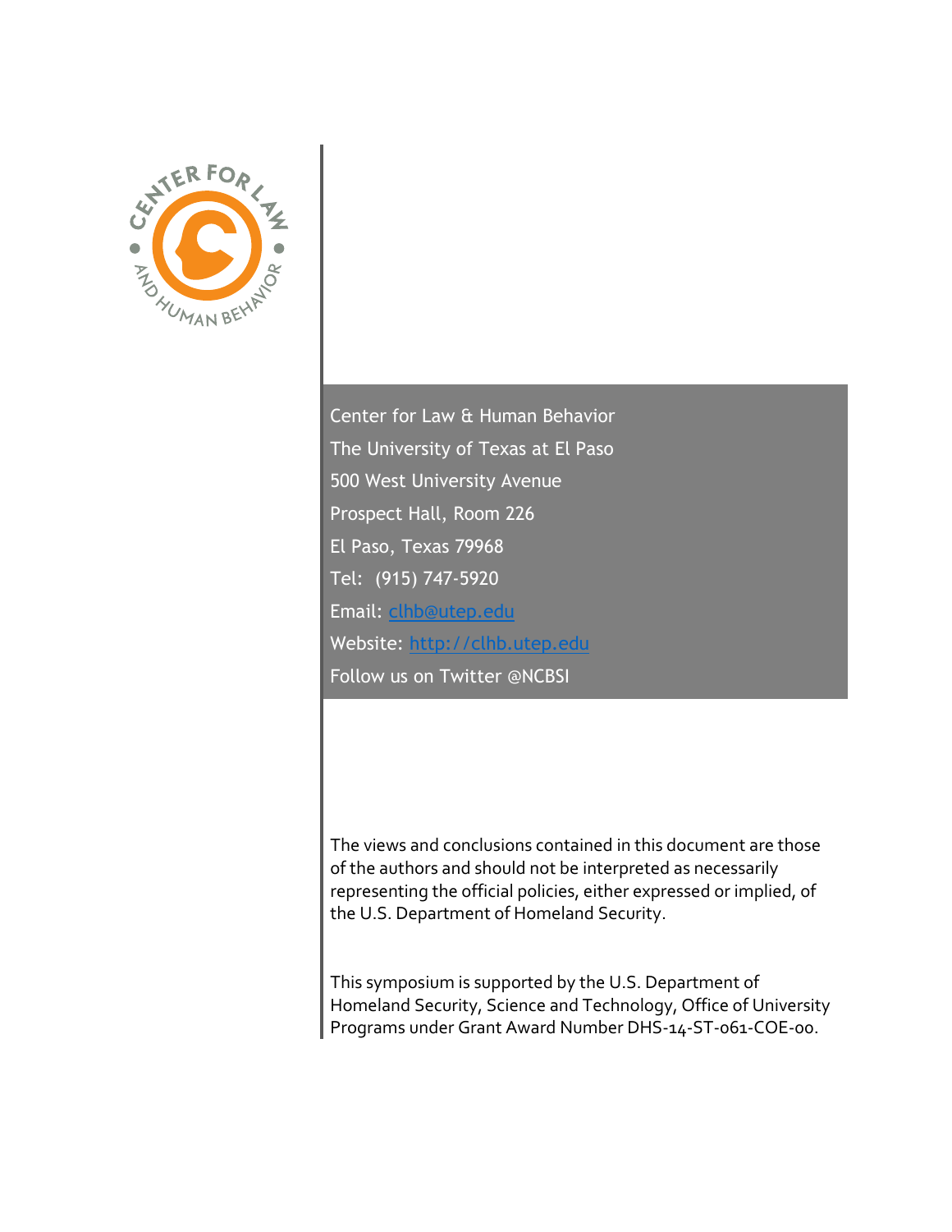Center for Law & Human Behavior
The University of Texas at El Paso
500 West University Avenue
Prospect Hall, Room 226
El Paso, Texas 79968
Tel: (915) 747-5920
Email: clhb@utep.edu
Website: http://clhb.utep.edu
Follow us on Twitter @NCBSI

The views and conclusions contained in this document are those of the authors and should not be interpreted as necessarily representing the official policies, either expressed or implied, of the U.S. Department of Homeland Security.

This symposium is supported by the U.S. Department of Homeland Security, Science and Technology, Office of University Programs under Grant Award Number DHS-14-ST-061-COE-00.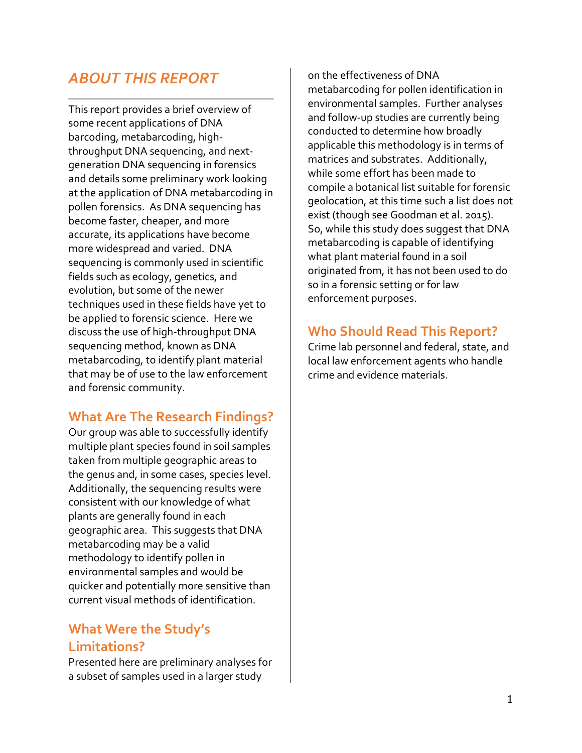## *ABOUT THIS REPORT*

This report provides a brief overview of some recent applications of DNA barcoding, metabarcoding, high-throughput DNA sequencing, and next-generation DNA sequencing in forensics and details some preliminary work looking at the application of DNA metabarcoding in pollen forensics. As DNA sequencing has become faster, cheaper, and more accurate, its applications have become more widespread and varied. DNA sequencing is commonly used in scientific fields such as ecology, genetics, and evolution, but some of the newer techniques used in these fields have yet to be applied to forensic science. Here we discuss the use of high-throughput DNA sequencing method, known as DNA metabarcoding, to identify plant material that may be of use to the law enforcement and forensic community.

### What Are The Research Findings?

Our group was able to successfully identify multiple plant species found in soil samples taken from multiple geographic areas to the genus and, in some cases, species level. Additionally, the sequencing results were consistent with our knowledge of what plants are generally found in each geographic area. This suggests that DNA metabarcoding may be a valid methodology to identify pollen in environmental samples and would be quicker and potentially more sensitive than current visual methods of identification.

### What Were the Study's Limitations?

Presented here are preliminary analyses for a subset of samples used in a larger study on the effectiveness of DNA metabarcoding for pollen identification in environmental samples. Further analyses and follow-up studies are currently being conducted to determine how broadly applicable this methodology is in terms of matrices and substrates. Additionally, while some effort has been made to compile a botanical list suitable for forensic geolocation, at this time such a list does not exist (though see Goodman et al. 2015). So, while this study does suggest that DNA metabarcoding is capable of identifying what plant material found in a soil originated from, it has not been used to do so in a forensic setting or for law enforcement purposes.

### Who Should Read This Report?

Crime lab personnel and federal, state, and local law enforcement agents who handle crime and evidence materials.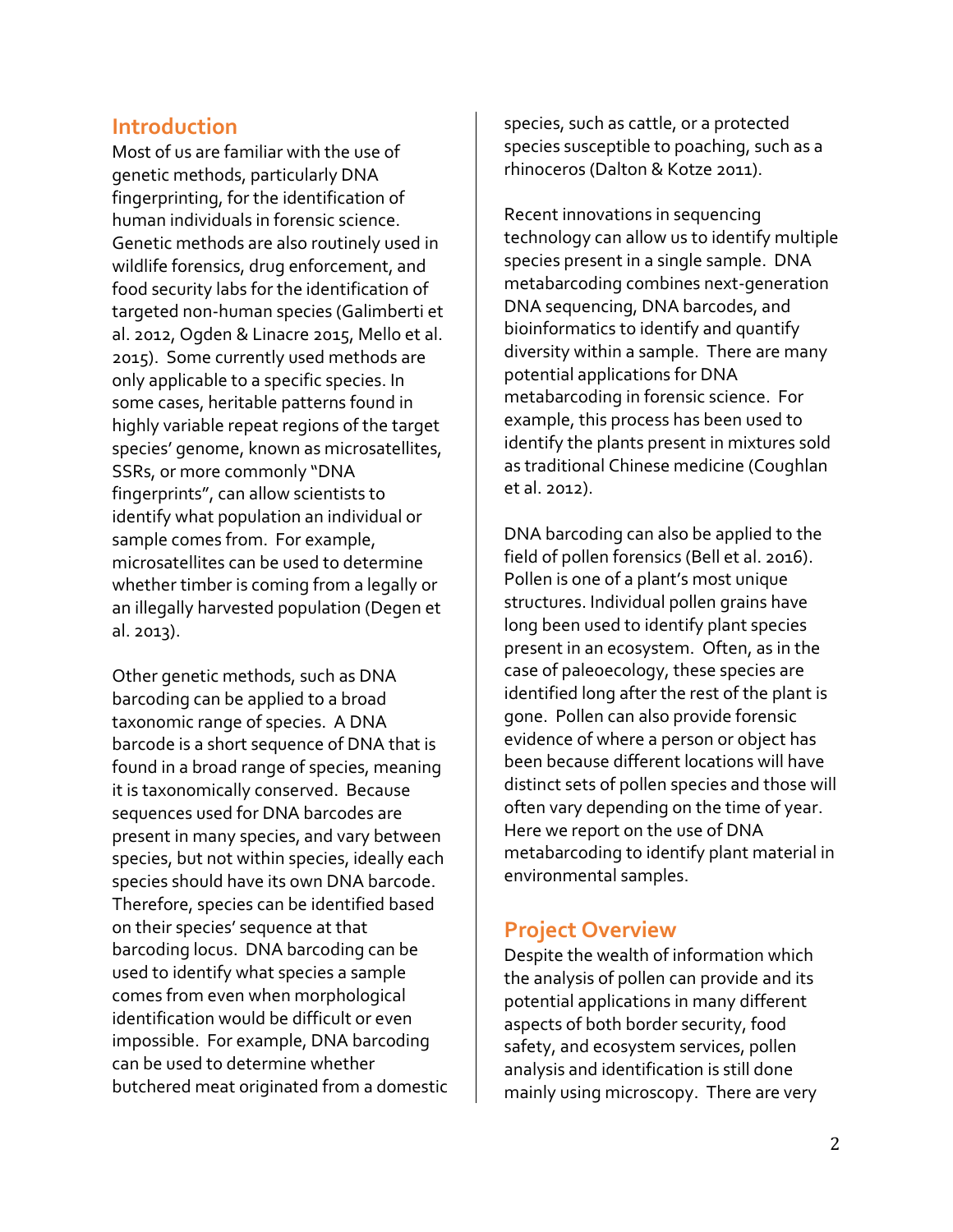## Introduction

Most of us are familiar with the use of genetic methods, particularly DNA fingerprinting, for the identification of human individuals in forensic science. Genetic methods are also routinely used in wildlife forensics, drug enforcement, and food security labs for the identification of targeted non-human species (Galimberti et al. 2012, Ogden & Linacre 2015, Mello et al. 2015). Some currently used methods are only applicable to a specific species. In some cases, heritable patterns found in highly variable repeat regions of the target species' genome, known as microsatellites, SSRs, or more commonly "DNA fingerprints", can allow scientists to identify what population an individual or sample comes from. For example, microsatellites can be used to determine whether timber is coming from a legally or an illegally harvested population (Degen et al. 2013).

Other genetic methods, such as DNA barcoding can be applied to a broad taxonomic range of species. A DNA barcode is a short sequence of DNA that is found in a broad range of species, meaning it is taxonomically conserved. Because sequences used for DNA barcodes are present in many species, and vary between species, but not within species, ideally each species should have its own DNA barcode. Therefore, species can be identified based on their species' sequence at that barcoding locus. DNA barcoding can be used to identify what species a sample comes from even when morphological identification would be difficult or even impossible. For example, DNA barcoding can be used to determine whether butchered meat originated from a domestic species, such as cattle, or a protected species susceptible to poaching, such as a rhinoceros (Dalton & Kotze 2011).

Recent innovations in sequencing technology can allow us to identify multiple species present in a single sample. DNA metabarcoding combines next-generation DNA sequencing, DNA barcodes, and bioinformatics to identify and quantify diversity within a sample. There are many potential applications for DNA metabarcoding in forensic science. For example, this process has been used to identify the plants present in mixtures sold as traditional Chinese medicine (Coughlan et al. 2012).

DNA barcoding can also be applied to the field of pollen forensics (Bell et al. 2016). Pollen is one of a plant's most unique structures. Individual pollen grains have long been used to identify plant species present in an ecosystem. Often, as in the case of paleoecology, these species are identified long after the rest of the plant is gone. Pollen can also provide forensic evidence of where a person or object has been because different locations will have distinct sets of pollen species and those will often vary depending on the time of year. Here we report on the use of DNA metabarcoding to identify plant material in environmental samples.

## Project Overview

Despite the wealth of information which the analysis of pollen can provide and its potential applications in many different aspects of both border security, food safety, and ecosystem services, pollen analysis and identification is still done mainly using microscopy. There are very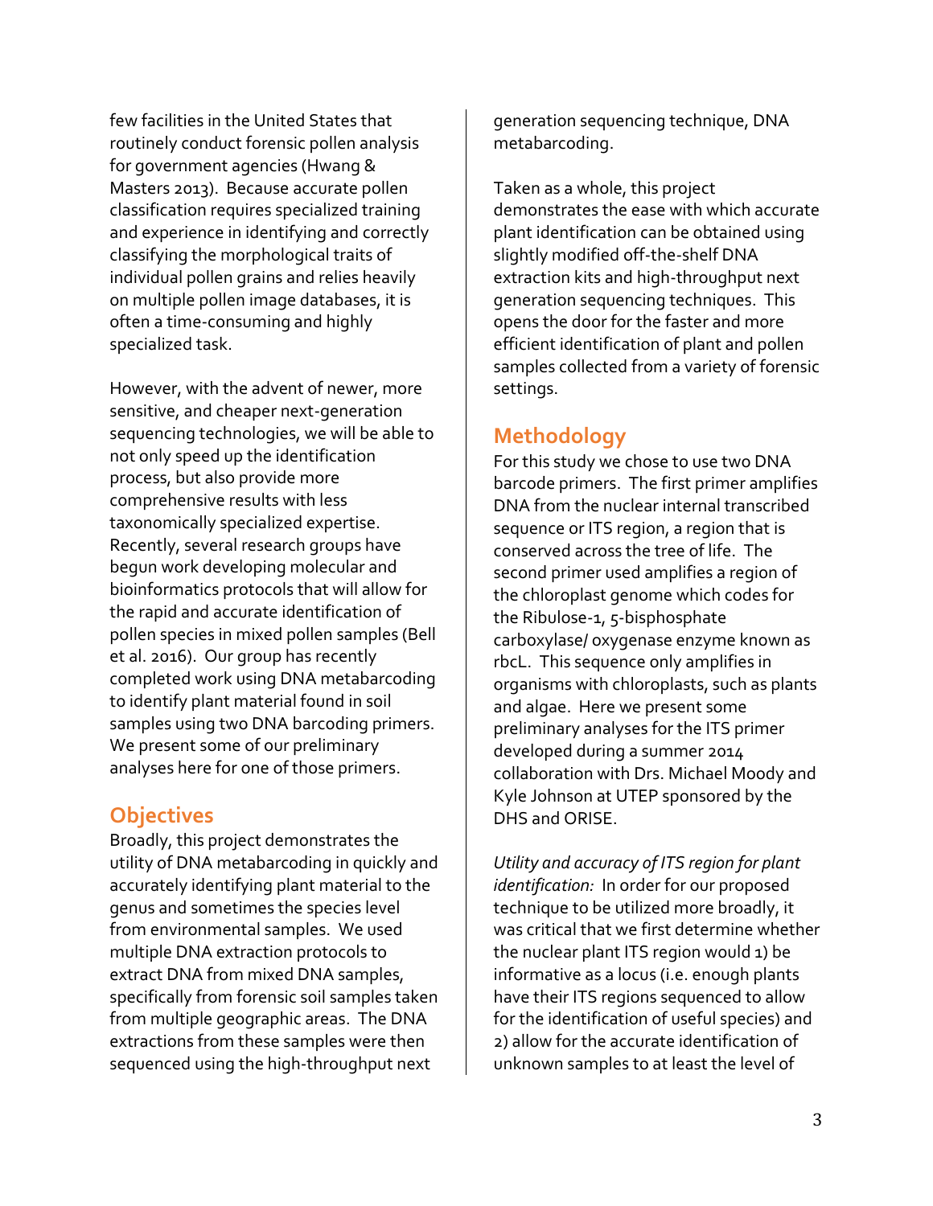few facilities in the United States that routinely conduct forensic pollen analysis for government agencies (Hwang & Masters 2013). Because accurate pollen classification requires specialized training and experience in identifying and correctly classifying the morphological traits of individual pollen grains and relies heavily on multiple pollen image databases, it is often a time-consuming and highly specialized task.

However, with the advent of newer, more sensitive, and cheaper next-generation sequencing technologies, we will be able to not only speed up the identification process, but also provide more comprehensive results with less taxonomically specialized expertise. Recently, several research groups have begun work developing molecular and bioinformatics protocols that will allow for the rapid and accurate identification of pollen species in mixed pollen samples (Bell et al. 2016). Our group has recently completed work using DNA metabarcoding to identify plant material found in soil samples using two DNA barcoding primers. We present some of our preliminary analyses here for one of those primers.

## Objectives

Broadly, this project demonstrates the utility of DNA metabarcoding in quickly and accurately identifying plant material to the genus and sometimes the species level from environmental samples. We used multiple DNA extraction protocols to extract DNA from mixed DNA samples, specifically from forensic soil samples taken from multiple geographic areas. The DNA extractions from these samples were then sequenced using the high-throughput next generation sequencing technique, DNA metabarcoding.

Taken as a whole, this project demonstrates the ease with which accurate plant identification can be obtained using slightly modified off-the-shelf DNA extraction kits and high-throughput next generation sequencing techniques. This opens the door for the faster and more efficient identification of plant and pollen samples collected from a variety of forensic settings.

## Methodology

For this study we chose to use two DNA barcode primers. The first primer amplifies DNA from the nuclear internal transcribed sequence or ITS region, a region that is conserved across the tree of life. The second primer used amplifies a region of the chloroplast genome which codes for the Ribulose-1, 5-bisphosphate carboxylase/ oxygenase enzyme known as rbcL. This sequence only amplifies in organisms with chloroplasts, such as plants and algae. Here we present some preliminary analyses for the ITS primer developed during a summer 2014 collaboration with Drs. Michael Moody and Kyle Johnson at UTEP sponsored by the DHS and ORISE.

*Utility and accuracy of ITS region for plant identification:* In order for our proposed technique to be utilized more broadly, it was critical that we first determine whether the nuclear plant ITS region would 1) be informative as a locus (i.e. enough plants have their ITS regions sequenced to allow for the identification of useful species) and 2) allow for the accurate identification of unknown samples to at least the level of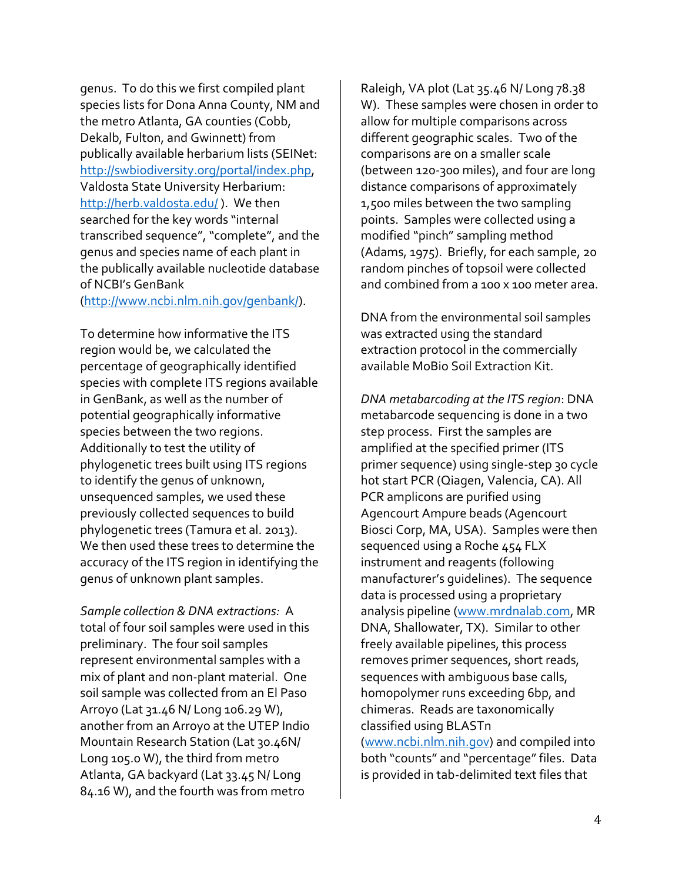genus. To do this we first compiled plant species lists for Dona Anna County, NM and the metro Atlanta, GA counties (Cobb, Dekalb, Fulton, and Gwinnett) from publically available herbarium lists (SEINet: http://swbiodiversity.org/portal/index.php, Valdosta State University Herbarium: http://herb.valdosta.edu/ ). We then searched for the key words "internal transcribed sequence", "complete", and the genus and species name of each plant in the publically available nucleotide database of NCBI's GenBank (http://www.ncbi.nlm.nih.gov/genbank/).

To determine how informative the ITS region would be, we calculated the percentage of geographically identified species with complete ITS regions available in GenBank, as well as the number of potential geographically informative species between the two regions. Additionally to test the utility of phylogenetic trees built using ITS regions to identify the genus of unknown, unsequenced samples, we used these previously collected sequences to build phylogenetic trees (Tamura et al. 2013). We then used these trees to determine the accuracy of the ITS region in identifying the genus of unknown plant samples.

*Sample collection & DNA extractions:* A total of four soil samples were used in this preliminary. The four soil samples represent environmental samples with a mix of plant and non-plant material. One soil sample was collected from an El Paso Arroyo (Lat 31.46 N/ Long 106.29 W), another from an Arroyo at the UTEP Indio Mountain Research Station (Lat 30.46N/ Long 105.0 W), the third from metro Atlanta, GA backyard (Lat 33.45 N/ Long 84.16 W), and the fourth was from metro Raleigh, VA plot (Lat 35.46 N/ Long 78.38 W). These samples were chosen in order to allow for multiple comparisons across different geographic scales. Two of the comparisons are on a smaller scale (between 120-300 miles), and four are long distance comparisons of approximately 1,500 miles between the two sampling points. Samples were collected using a modified "pinch" sampling method (Adams, 1975). Briefly, for each sample, 20 random pinches of topsoil were collected and combined from a 100 x 100 meter area.

DNA from the environmental soil samples was extracted using the standard extraction protocol in the commercially available MoBio Soil Extraction Kit.

*DNA metabarcoding at the ITS region*: DNA metabarcode sequencing is done in a two step process. First the samples are amplified at the specified primer (ITS primer sequence) using single-step 30 cycle hot start PCR (Qiagen, Valencia, CA). All PCR amplicons are purified using Agencourt Ampure beads (Agencourt Biosci Corp, MA, USA). Samples were then sequenced using a Roche 454 FLX instrument and reagents (following manufacturer's guidelines). The sequence data is processed using a proprietary analysis pipeline (www.mrdnalab.com, MR DNA, Shallowater, TX). Similar to other freely available pipelines, this process removes primer sequences, short reads, sequences with ambiguous base calls, homopolymer runs exceeding 6bp, and chimeras. Reads are taxonomically classified using BLASTn (www.ncbi.nlm.nih.gov) and compiled into both "counts" and "percentage" files. Data is provided in tab-delimited text files that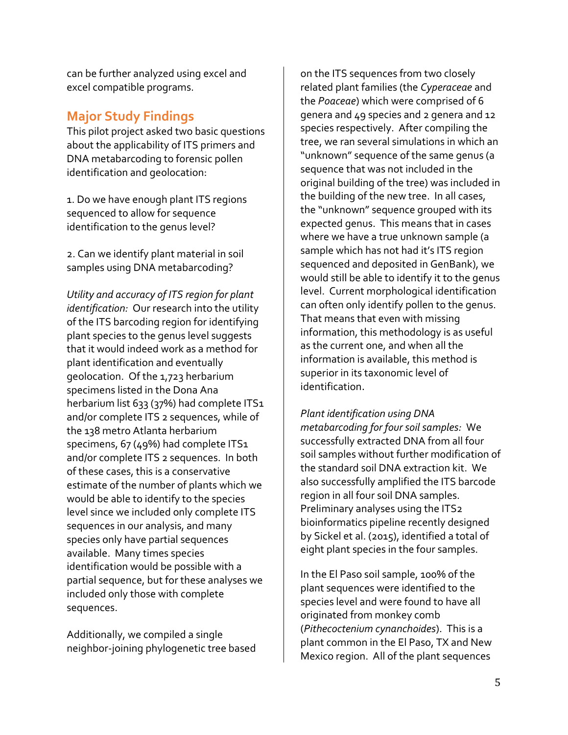can be further analyzed using excel and excel compatible programs.

## Major Study Findings

This pilot project asked two basic questions about the applicability of ITS primers and DNA metabarcoding to forensic pollen identification and geolocation:

1. Do we have enough plant ITS regions sequenced to allow for sequence identification to the genus level?

2. Can we identify plant material in soil samples using DNA metabarcoding?

*Utility and accuracy of ITS region for plant identification:* Our research into the utility of the ITS barcoding region for identifying plant species to the genus level suggests that it would indeed work as a method for plant identification and eventually geolocation. Of the 1,723 herbarium specimens listed in the Dona Ana herbarium list 633 (37%) had complete ITS1 and/or complete ITS 2 sequences, while of the 138 metro Atlanta herbarium specimens, 67 (49%) had complete ITS1 and/or complete ITS 2 sequences. In both of these cases, this is a conservative estimate of the number of plants which we would be able to identify to the species level since we included only complete ITS sequences in our analysis, and many species only have partial sequences available. Many times species identification would be possible with a partial sequence, but for these analyses we included only those with complete sequences.

Additionally, we compiled a single neighbor-joining phylogenetic tree based on the ITS sequences from two closely related plant families (the *Cyperaceae* and the *Poaceae*) which were comprised of 6 genera and 49 species and 2 genera and 12 species respectively. After compiling the tree, we ran several simulations in which an "unknown" sequence of the same genus (a sequence that was not included in the original building of the tree) was included in the building of the new tree. In all cases, the "unknown" sequence grouped with its expected genus. This means that in cases where we have a true unknown sample (a sample which has not had it's ITS region sequenced and deposited in GenBank), we would still be able to identify it to the genus level. Current morphological identification can often only identify pollen to the genus. That means that even with missing information, this methodology is as useful as the current one, and when all the information is available, this method is superior in its taxonomic level of identification.

*Plant identification using DNA metabarcoding for four soil samples:* We successfully extracted DNA from all four soil samples without further modification of the standard soil DNA extraction kit. We also successfully amplified the ITS barcode region in all four soil DNA samples. Preliminary analyses using the ITS2 bioinformatics pipeline recently designed by Sickel et al. (2015), identified a total of eight plant species in the four samples.

In the El Paso soil sample, 100% of the plant sequences were identified to the species level and were found to have all originated from monkey comb (*Pithecoctenium cynanchoides*). This is a plant common in the El Paso, TX and New Mexico region. All of the plant sequences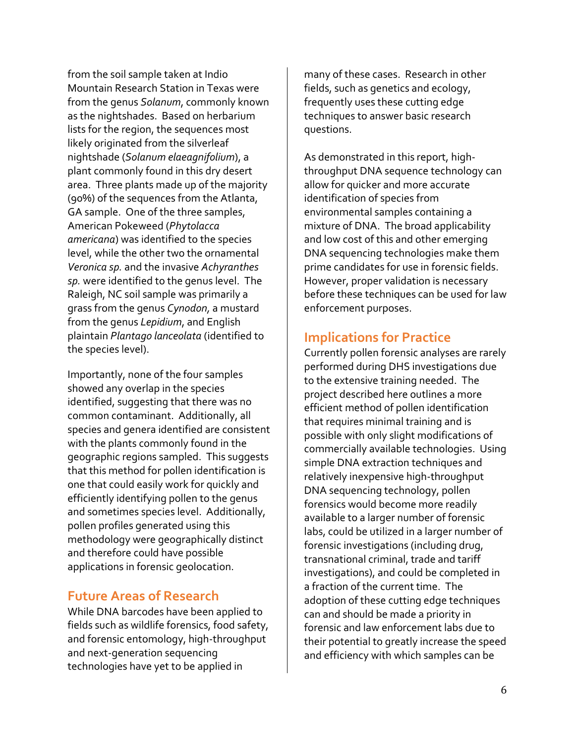from the soil sample taken at Indio Mountain Research Station in Texas were from the genus *Solanum*, commonly known as the nightshades. Based on herbarium lists for the region, the sequences most likely originated from the silverleaf nightshade (*Solanum elaeagnifolium*), a plant commonly found in this dry desert area. Three plants made up of the majority (90%) of the sequences from the Atlanta, GA sample. One of the three samples, American Pokeweed (*Phytolacca americana*) was identified to the species level, while the other two the ornamental *Veronica sp.* and the invasive *Achyranthes sp.* were identified to the genus level. The Raleigh, NC soil sample was primarily a grass from the genus *Cynodon*, a mustard from the genus *Lepidium*, and English plaintain *Plantago lanceolata* (identified to the species level).

Importantly, none of the four samples showed any overlap in the species identified, suggesting that there was no common contaminant. Additionally, all species and genera identified are consistent with the plants commonly found in the geographic regions sampled. This suggests that this method for pollen identification is one that could easily work for quickly and efficiently identifying pollen to the genus and sometimes species level. Additionally, pollen profiles generated using this methodology were geographically distinct and therefore could have possible applications in forensic geolocation.

## Future Areas of Research

While DNA barcodes have been applied to fields such as wildlife forensics, food safety, and forensic entomology, high-throughput and next-generation sequencing technologies have yet to be applied in many of these cases. Research in other fields, such as genetics and ecology, frequently uses these cutting edge techniques to answer basic research questions.

As demonstrated in this report, high-throughput DNA sequence technology can allow for quicker and more accurate identification of species from environmental samples containing a mixture of DNA. The broad applicability and low cost of this and other emerging DNA sequencing technologies make them prime candidates for use in forensic fields. However, proper validation is necessary before these techniques can be used for law enforcement purposes.

## Implications for Practice

Currently pollen forensic analyses are rarely performed during DHS investigations due to the extensive training needed. The project described here outlines a more efficient method of pollen identification that requires minimal training and is possible with only slight modifications of commercially available technologies. Using simple DNA extraction techniques and relatively inexpensive high-throughput DNA sequencing technology, pollen forensics would become more readily available to a larger number of forensic labs, could be utilized in a larger number of forensic investigations (including drug, transnational criminal, trade and tariff investigations), and could be completed in a fraction of the current time. The adoption of these cutting edge techniques can and should be made a priority in forensic and law enforcement labs due to their potential to greatly increase the speed and efficiency with which samples can be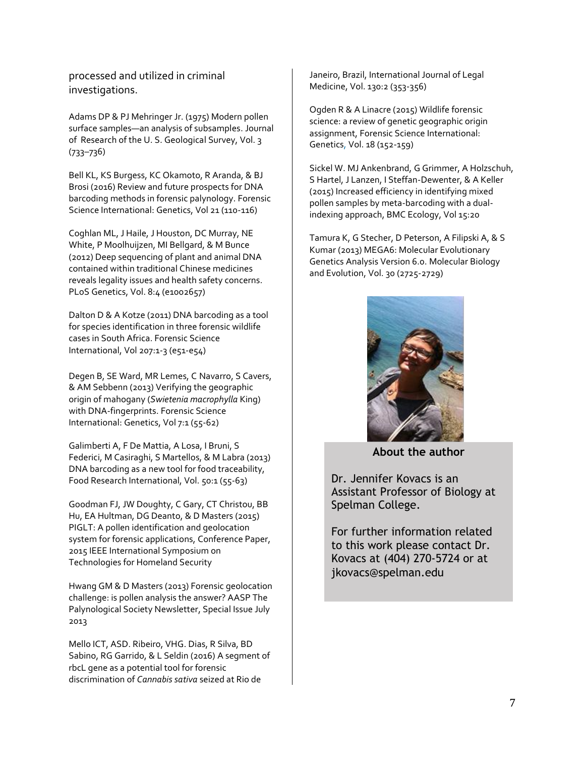processed and utilized in criminal investigations.

Adams DP & PJ Mehringer Jr. (1975) Modern pollen surface samples—an analysis of subsamples. Journal of Research of the U. S. Geological Survey, Vol. 3 (733–736)

Bell KL, KS Burgess, KC Okamoto, R Aranda, & BJ Brosi (2016) Review and future prospects for DNA barcoding methods in forensic palynology. Forensic Science International: Genetics, Vol 21 (110-116)

Coghlan ML, J Haile, J Houston, DC Murray, NE White, P Moolhuijzen, MI Bellgard, & M Bunce (2012) Deep sequencing of plant and animal DNA contained within traditional Chinese medicines reveals legality issues and health safety concerns. PLoS Genetics, Vol. 8:4 (e1002657)

Dalton D & A Kotze (2011) DNA barcoding as a tool for species identification in three forensic wildlife cases in South Africa. Forensic Science International, Vol 207:1-3 (e51-e54)

Degen B, SE Ward, MR Lemes, C Navarro, S Cavers, & AM Sebbenn (2013) Verifying the geographic origin of mahogany (*Swietenia macrophylla* King) with DNA-fingerprints. Forensic Science International: Genetics, Vol 7:1 (55-62)

Galimberti A, F De Mattia, A Losa, I Bruni, S Federici, M Casiraghi, S Martellos, & M Labra (2013) DNA barcoding as a new tool for food traceability, Food Research International, Vol. 50:1 (55-63)

Goodman FJ, JW Doughty, C Gary, CT Christou, BB Hu, EA Hultman, DG Deanto, & D Masters (2015) PIGLT: A pollen identification and geolocation system for forensic applications, Conference Paper, 2015 IEEE International Symposium on Technologies for Homeland Security

Hwang GM & D Masters (2013) Forensic geolocation challenge: is pollen analysis the answer? AASP The Palynological Society Newsletter, Special Issue July 2013

Mello ICT, ASD. Ribeiro, VHG. Dias, R Silva, BD Sabino, RG Garrido, & L Seldin (2016) A segment of rbcL gene as a potential tool for forensic discrimination of *Cannabis sativa* seized at Rio de Janeiro, Brazil, International Journal of Legal Medicine, Vol. 130:2 (353-356)

Ogden R & A Linacre (2015) Wildlife forensic science: a review of genetic geographic origin assignment, Forensic Science International: Genetics, Vol. 18 (152-159)

Sickel W. MJ Ankenbrand, G Grimmer, A Holzschuh, S Hartel, J Lanzen, I Steffan-Dewenter, & A Keller (2015) Increased efficiency in identifying mixed pollen samples by meta-barcoding with a dual-indexing approach, BMC Ecology, Vol 15:20

Tamura K, G Stecher, D Peterson, A Filipski A, & S Kumar (2013) MEGA6: Molecular Evolutionary Genetics Analysis Version 6.0. Molecular Biology and Evolution, Vol. 30 (2725-2729)

**About the author**

Dr. Jennifer Kovacs is an Assistant Professor of Biology at Spelman College.

For further information related to this work please contact Dr. Kovacs at (404) 270-5724 or at jkovacs@spelman.edu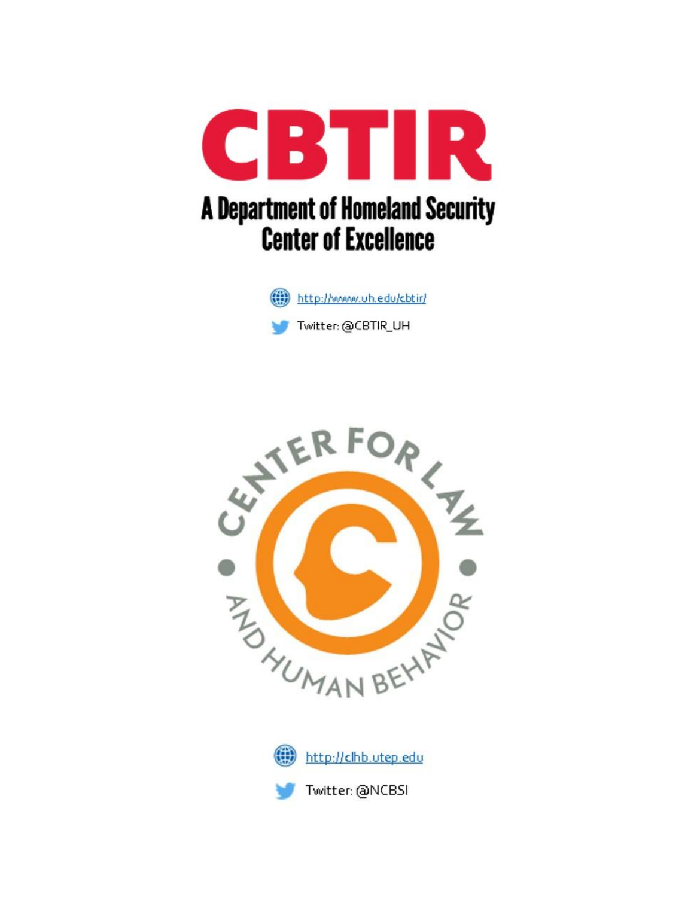# CBTIR

**A Department of Homeland Security Center of Excellence**

http://www.uh.edu/cbtir/

Twitter: @CBTIR_UH

CENTER FOR LAW AND HUMAN BEHAVIOR

http://clhb.utep.edu

Twitter: @NCBSI